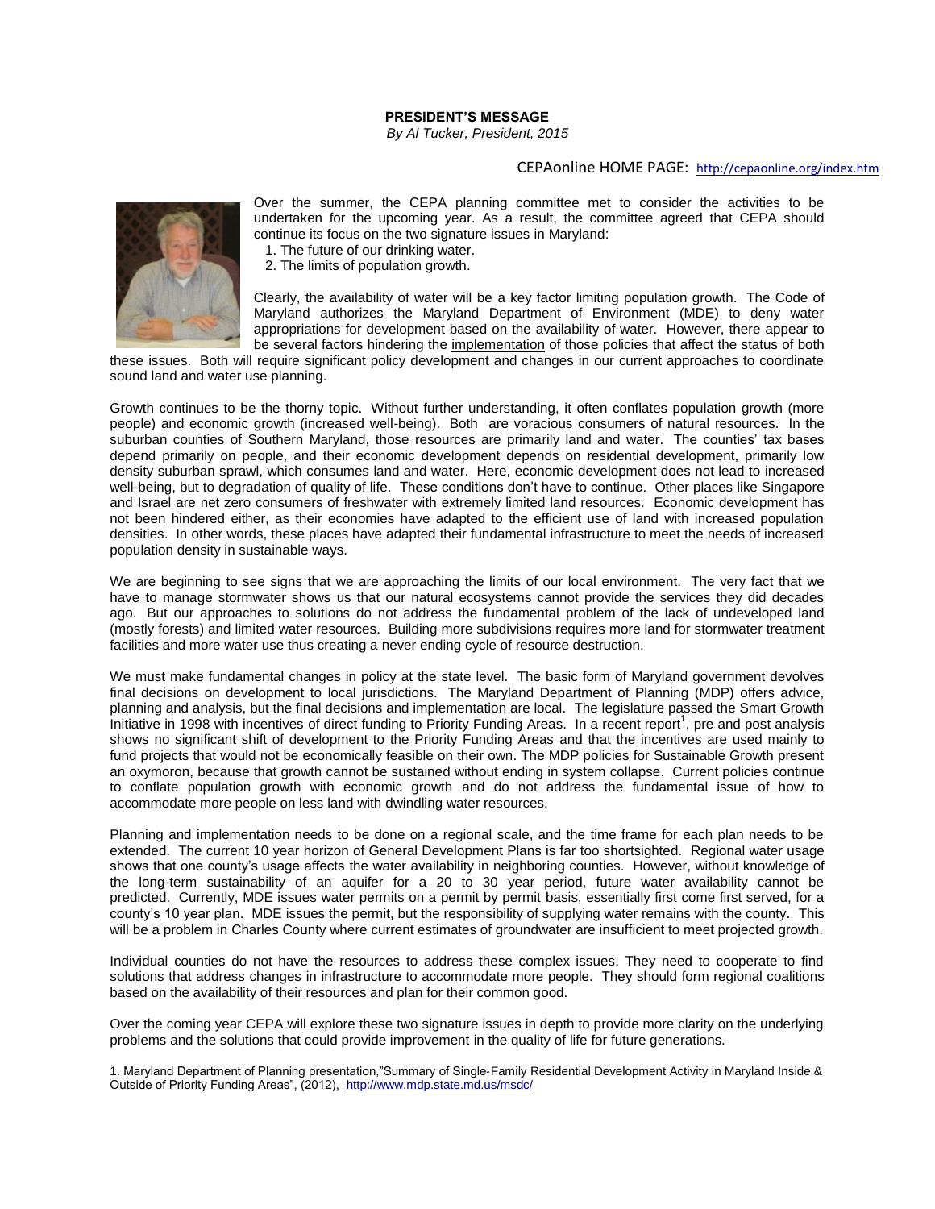**PRESIDENT'S MESSAGE**

*By Al Tucker, President, 2015*

CEPAonline HOME PAGE: http://cepaonline.org/index.htm

Over the summer, the CEPA planning committee met to consider the activities to be undertaken for the upcoming year. As a result, the committee agreed that CEPA should continue its focus on the two signature issues in Maryland:

1. The future of our drinking water.
2. The limits of population growth.

Clearly, the availability of water will be a key factor limiting population growth. The Code of Maryland authorizes the Maryland Department of Environment (MDE) to deny water appropriations for development based on the availability of water. However, there appear to be several factors hindering the implementation of those policies that affect the status of both these issues. Both will require significant policy development and changes in our current approaches to coordinate sound land and water use planning.

Growth continues to be the thorny topic. Without further understanding, it often conflates population growth (more people) and economic growth (increased well-being). Both are voracious consumers of natural resources. In the suburban counties of Southern Maryland, those resources are primarily land and water. The counties' tax bases depend primarily on people, and their economic development depends on residential development, primarily low density suburban sprawl, which consumes land and water. Here, economic development does not lead to increased well-being, but to degradation of quality of life. These conditions don't have to continue. Other places like Singapore and Israel are net zero consumers of freshwater with extremely limited land resources. Economic development has not been hindered either, as their economies have adapted to the efficient use of land with increased population densities. In other words, these places have adapted their fundamental infrastructure to meet the needs of increased population density in sustainable ways.

We are beginning to see signs that we are approaching the limits of our local environment. The very fact that we have to manage stormwater shows us that our natural ecosystems cannot provide the services they did decades ago. But our approaches to solutions do not address the fundamental problem of the lack of undeveloped land (mostly forests) and limited water resources. Building more subdivisions requires more land for stormwater treatment facilities and more water use thus creating a never ending cycle of resource destruction.

We must make fundamental changes in policy at the state level. The basic form of Maryland government devolves final decisions on development to local jurisdictions. The Maryland Department of Planning (MDP) offers advice, planning and analysis, but the final decisions and implementation are local. The legislature passed the Smart Growth Initiative in 1998 with incentives of direct funding to Priority Funding Areas. In a recent report[1], pre and post analysis shows no significant shift of development to the Priority Funding Areas and that the incentives are used mainly to fund projects that would not be economically feasible on their own. The MDP policies for Sustainable Growth present an oxymoron, because that growth cannot be sustained without ending in system collapse. Current policies continue to conflate population growth with economic growth and do not address the fundamental issue of how to accommodate more people on less land with dwindling water resources.

Planning and implementation needs to be done on a regional scale, and the time frame for each plan needs to be extended. The current 10 year horizon of General Development Plans is far too shortsighted. Regional water usage shows that one county's usage affects the water availability in neighboring counties. However, without knowledge of the long-term sustainability of an aquifer for a 20 to 30 year period, future water availability cannot be predicted. Currently, MDE issues water permits on a permit by permit basis, essentially first come first served, for a county's 10 year plan. MDE issues the permit, but the responsibility of supplying water remains with the county. This will be a problem in Charles County where current estimates of groundwater are insufficient to meet projected growth.

Individual counties do not have the resources to address these complex issues. They need to cooperate to find solutions that address changes in infrastructure to accommodate more people. They should form regional coalitions based on the availability of their resources and plan for their common good.

Over the coming year CEPA will explore these two signature issues in depth to provide more clarity on the underlying problems and the solutions that could provide improvement in the quality of life for future generations.

1. Maryland Department of Planning presentation,"Summary of Single-Family Residential Development Activity in Maryland Inside & Outside of Priority Funding Areas", (2012), http://www.mdp.state.md.us/msdc/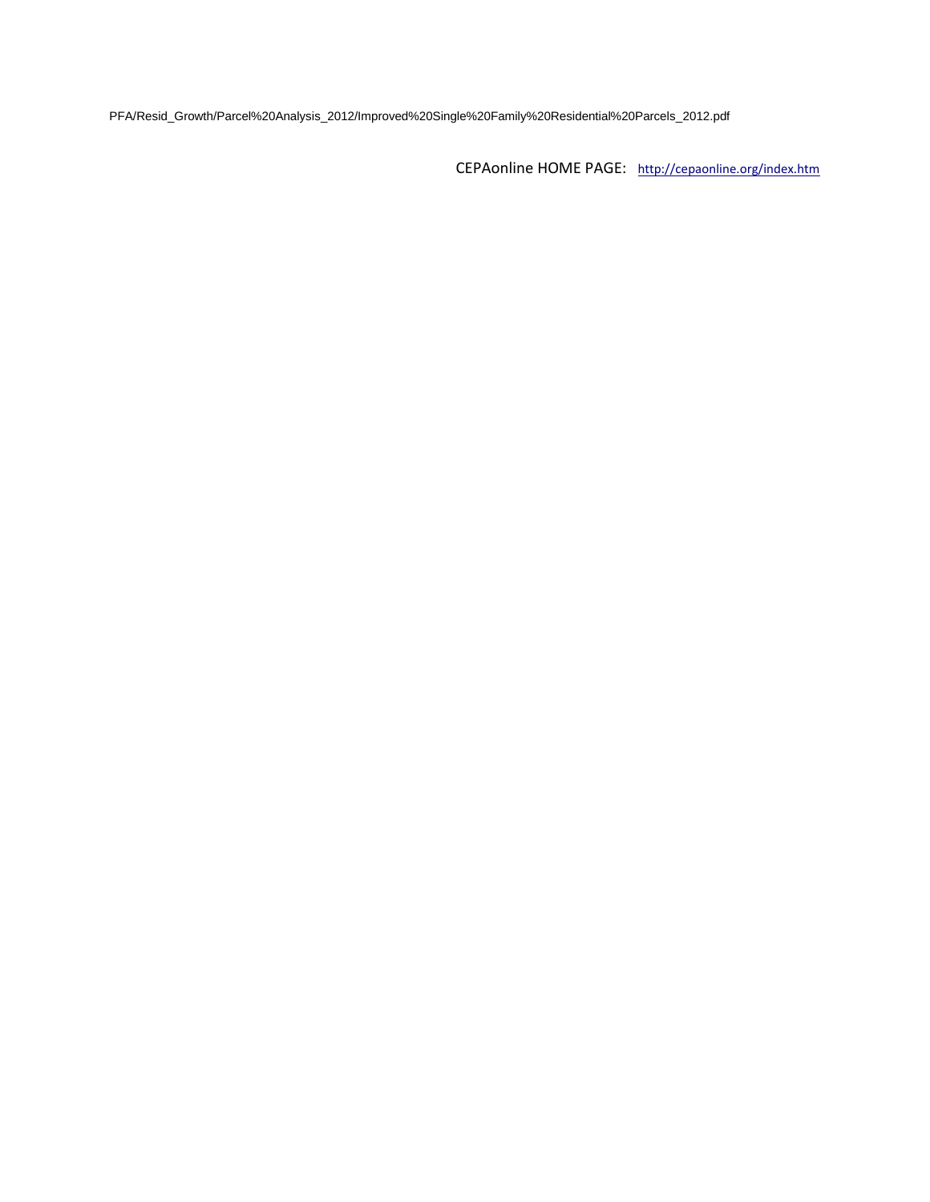PFA/Resid_Growth/Parcel%20Analysis_2012/Improved%20Single%20Family%20Residential%20Parcels_2012.pdf

CEPAonline HOME PAGE: http://cepaonline.org/index.htm